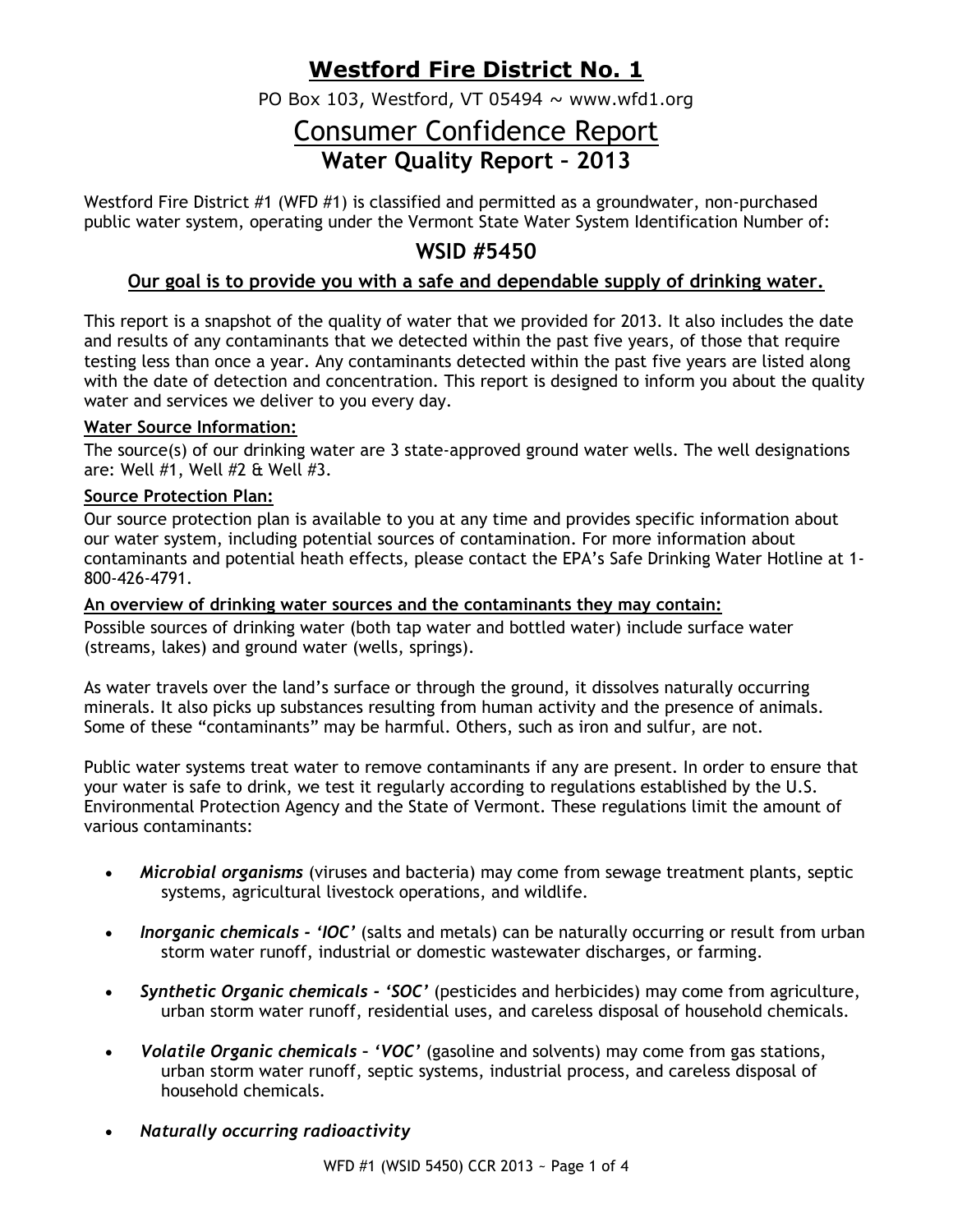# Westford Fire District No. 1

PO Box 103, Westford, VT 05494 ~ www.wfd1.org

# Consumer Confidence Report

## Water Quality Report – 2013

Westford Fire District #1 (WFD #1) is classified and permitted as a groundwater, non-purchased public water system, operating under the Vermont State Water System Identification Number of:

## WSID #5450

**Our goal is to provide you with a safe and dependable supply of drinking water.**

This report is a snapshot of the quality of water that we provided for 2013. It also includes the date and results of any contaminants that we detected within the past five years, of those that require testing less than once a year. Any contaminants detected within the past five years are listed along with the date of detection and concentration. This report is designed to inform you about the quality water and services we deliver to you every day.

**Water Source Information:**

The source(s) of our drinking water are 3 state-approved ground water wells. The well designations are: Well #1, Well #2 & Well #3.

**Source Protection Plan:**

Our source protection plan is available to you at any time and provides specific information about our water system, including potential sources of contamination. For more information about contaminants and potential heath effects, please contact the EPA's Safe Drinking Water Hotline at 1-800-426-4791.

**An overview of drinking water sources and the contaminants they may contain:**

Possible sources of drinking water (both tap water and bottled water) include surface water (streams, lakes) and ground water (wells, springs).

As water travels over the land's surface or through the ground, it dissolves naturally occurring minerals. It also picks up substances resulting from human activity and the presence of animals. Some of these "contaminants" may be harmful. Others, such as iron and sulfur, are not.

Public water systems treat water to remove contaminants if any are present. In order to ensure that your water is safe to drink, we test it regularly according to regulations established by the U.S. Environmental Protection Agency and the State of Vermont. These regulations limit the amount of various contaminants:

- ***Microbial organisms*** (viruses and bacteria) may come from sewage treatment plants, septic systems, agricultural livestock operations, and wildlife.
- ***Inorganic chemicals - 'IOC'*** (salts and metals) can be naturally occurring or result from urban storm water runoff, industrial or domestic wastewater discharges, or farming.
- ***Synthetic Organic chemicals - 'SOC'*** (pesticides and herbicides) may come from agriculture, urban storm water runoff, residential uses, and careless disposal of household chemicals.
- ***Volatile Organic chemicals – 'VOC'*** (gasoline and solvents) may come from gas stations, urban storm water runoff, septic systems, industrial process, and careless disposal of household chemicals.
- ***Naturally occurring radioactivity***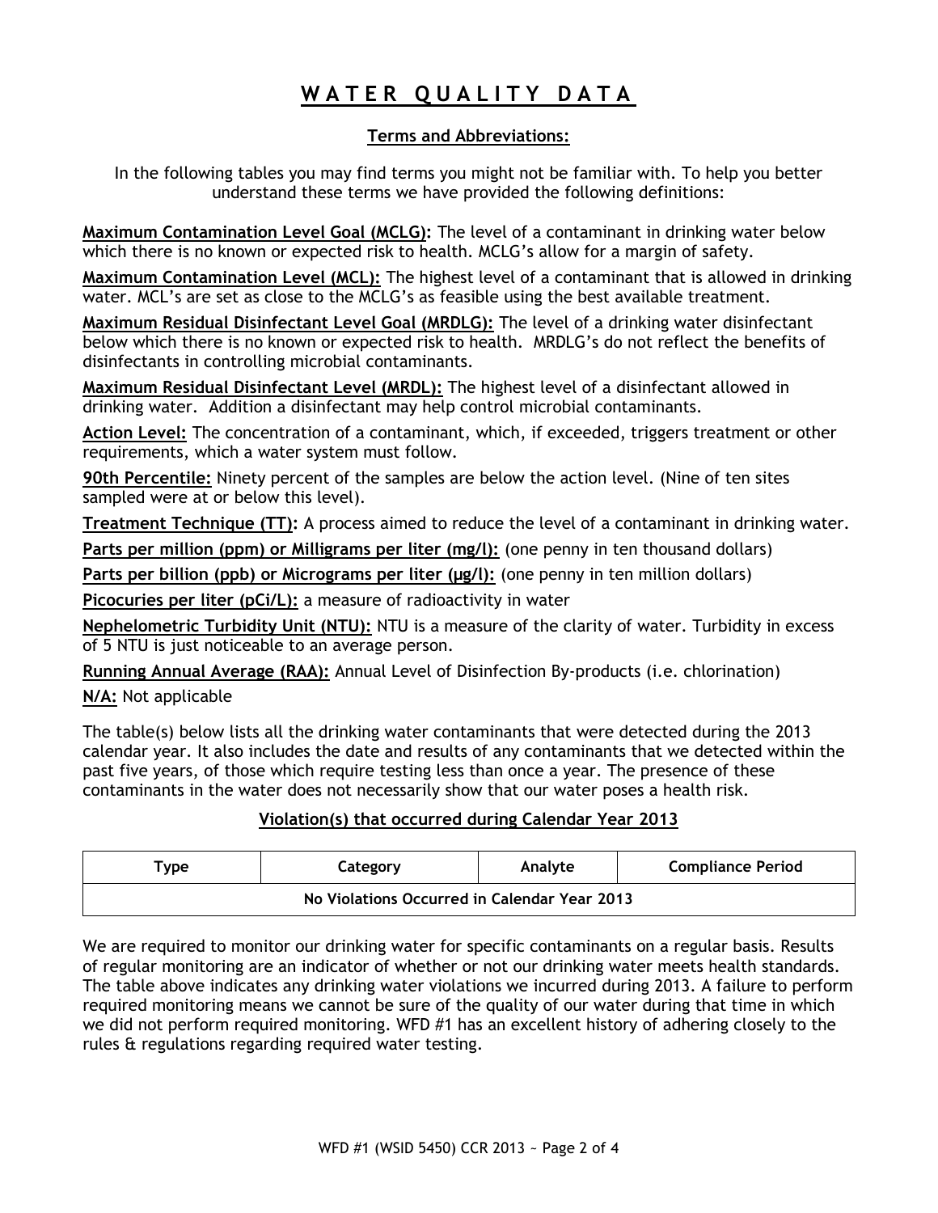# WATER QUALITY DATA

## Terms and Abbreviations:

In the following tables you may find terms you might not be familiar with. To help you better understand these terms we have provided the following definitions:

**Maximum Contamination Level Goal (MCLG):** The level of a contaminant in drinking water below which there is no known or expected risk to health. MCLG's allow for a margin of safety.

**Maximum Contamination Level (MCL):** The highest level of a contaminant that is allowed in drinking water. MCL's are set as close to the MCLG's as feasible using the best available treatment.

**Maximum Residual Disinfectant Level Goal (MRDLG):** The level of a drinking water disinfectant below which there is no known or expected risk to health. MRDLG's do not reflect the benefits of disinfectants in controlling microbial contaminants.

**Maximum Residual Disinfectant Level (MRDL):** The highest level of a disinfectant allowed in drinking water. Addition a disinfectant may help control microbial contaminants.

**Action Level:** The concentration of a contaminant, which, if exceeded, triggers treatment or other requirements, which a water system must follow.

**90th Percentile:** Ninety percent of the samples are below the action level. (Nine of ten sites sampled were at or below this level).

**Treatment Technique (TT):** A process aimed to reduce the level of a contaminant in drinking water.

**Parts per million (ppm) or Milligrams per liter (mg/l):** (one penny in ten thousand dollars)

**Parts per billion (ppb) or Micrograms per liter (µg/l):** (one penny in ten million dollars)

**Picocuries per liter (pCi/L):** a measure of radioactivity in water

**Nephelometric Turbidity Unit (NTU):** NTU is a measure of the clarity of water. Turbidity in excess of 5 NTU is just noticeable to an average person.

**Running Annual Average (RAA):** Annual Level of Disinfection By-products (i.e. chlorination)

**N/A:** Not applicable

The table(s) below lists all the drinking water contaminants that were detected during the 2013 calendar year. It also includes the date and results of any contaminants that we detected within the past five years, of those which require testing less than once a year. The presence of these contaminants in the water does not necessarily show that our water poses a health risk.

### Violation(s) that occurred during Calendar Year 2013

| Type | Category | Analyte | Compliance Period |
|---|---|---|---|
| No Violations Occurred in Calendar Year 2013 | | | |

We are required to monitor our drinking water for specific contaminants on a regular basis. Results of regular monitoring are an indicator of whether or not our drinking water meets health standards. The table above indicates any drinking water violations we incurred during 2013. A failure to perform required monitoring means we cannot be sure of the quality of our water during that time in which we did not perform required monitoring. WFD #1 has an excellent history of adhering closely to the rules & regulations regarding required water testing.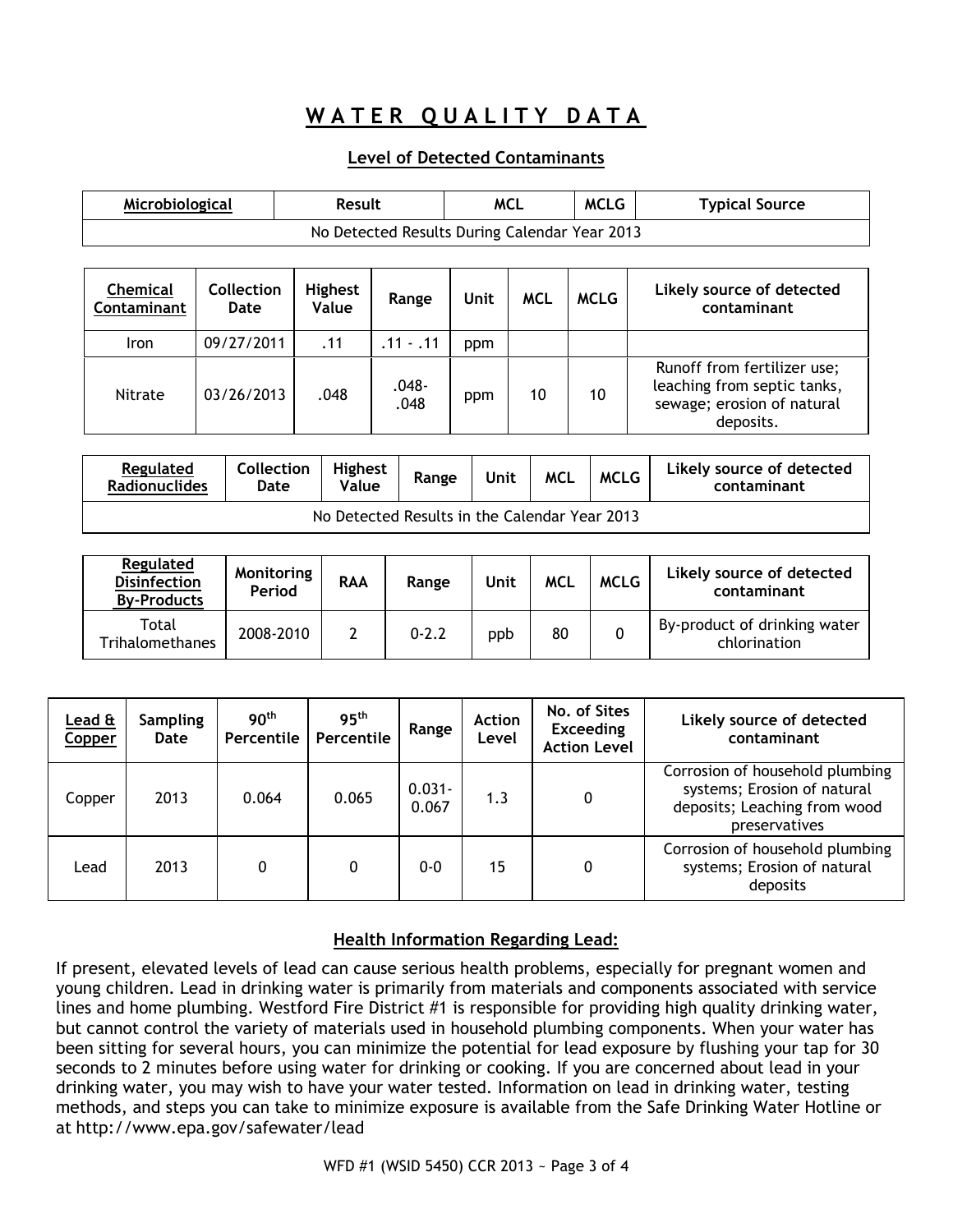# WATER QUALITY DATA

## Level of Detected Contaminants

| Microbiological | Result | MCL | MCLG | Typical Source |
| --- | --- | --- | --- | --- |
| No Detected Results During Calendar Year 2013 | | | | |

| Chemical Contaminant | Collection Date | Highest Value | Range | Unit | MCL | MCLG | Likely source of detected contaminant |
| --- | --- | --- | --- | --- | --- | --- | --- |
| Iron | 09/27/2011 | .11 | .11 - .11 | ppm | | | |
| Nitrate | 03/26/2013 | .048 | .048-.048 | ppm | 10 | 10 | Runoff from fertilizer use; leaching from septic tanks, sewage; erosion of natural deposits. |

| Regulated Radionuclides | Collection Date | Highest Value | Range | Unit | MCL | MCLG | Likely source of detected contaminant |
| --- | --- | --- | --- | --- | --- | --- | --- |
| No Detected Results in the Calendar Year 2013 | | | | | | | |

| Regulated Disinfection By-Products | Monitoring Period | RAA | Range | Unit | MCL | MCLG | Likely source of detected contaminant |
| --- | --- | --- | --- | --- | --- | --- | --- |
| Total Trihalomethanes | 2008-2010 | 2 | 0-2.2 | ppb | 80 | 0 | By-product of drinking water chlorination |

| Lead & Copper | Sampling Date | 90th Percentile | 95th Percentile | Range | Action Level | No. of Sites Exceeding Action Level | Likely source of detected contaminant |
| --- | --- | --- | --- | --- | --- | --- | --- |
| Copper | 2013 | 0.064 | 0.065 | 0.031-0.067 | 1.3 | 0 | Corrosion of household plumbing systems; Erosion of natural deposits; Leaching from wood preservatives |
| Lead | 2013 | 0 | 0 | 0-0 | 15 | 0 | Corrosion of household plumbing systems; Erosion of natural deposits |

## Health Information Regarding Lead:

If present, elevated levels of lead can cause serious health problems, especially for pregnant women and young children. Lead in drinking water is primarily from materials and components associated with service lines and home plumbing. Westford Fire District #1 is responsible for providing high quality drinking water, but cannot control the variety of materials used in household plumbing components. When your water has been sitting for several hours, you can minimize the potential for lead exposure by flushing your tap for 30 seconds to 2 minutes before using water for drinking or cooking. If you are concerned about lead in your drinking water, you may wish to have your water tested. Information on lead in drinking water, testing methods, and steps you can take to minimize exposure is available from the Safe Drinking Water Hotline or at http://www.epa.gov/safewater/lead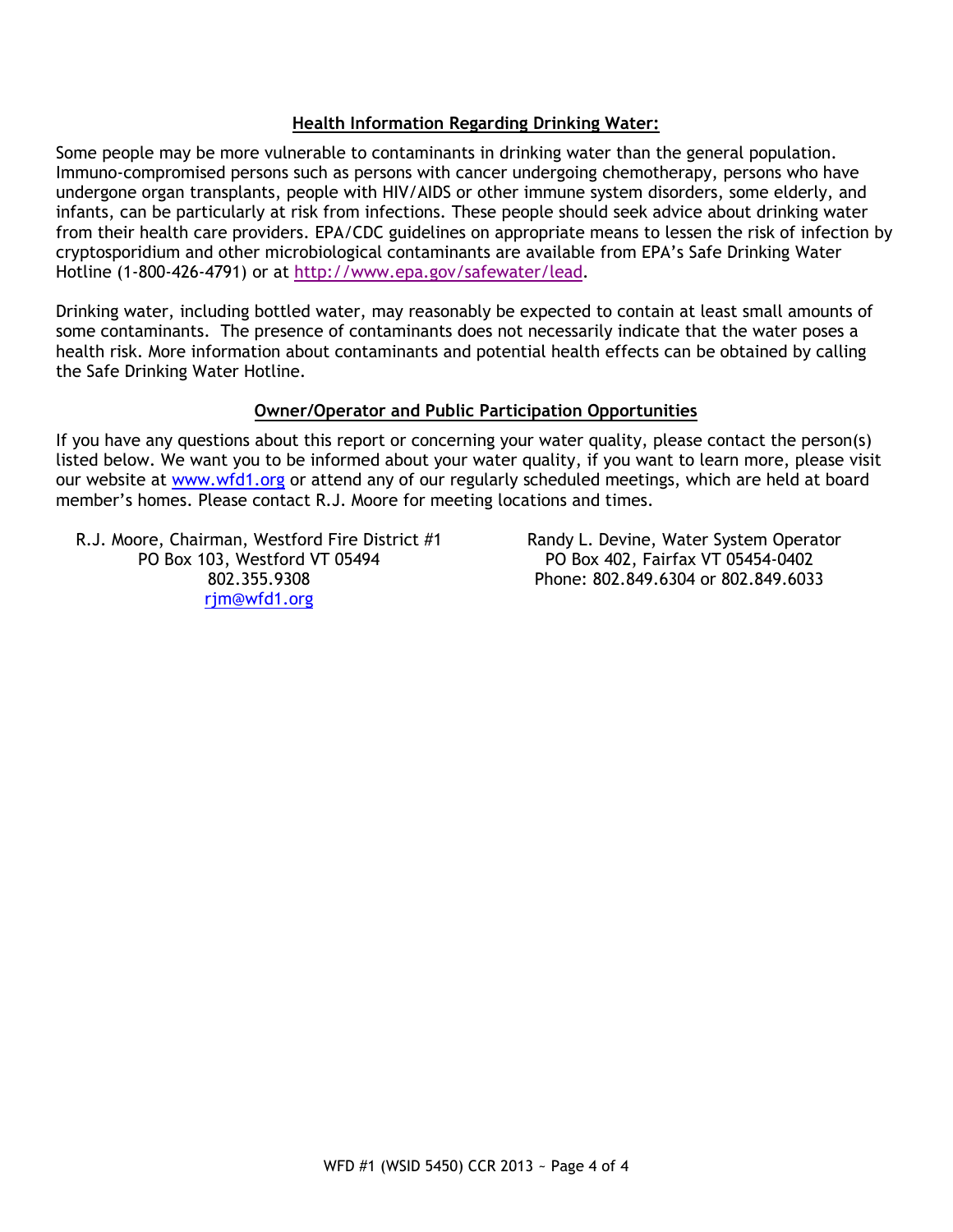## Health Information Regarding Drinking Water:

Some people may be more vulnerable to contaminants in drinking water than the general population. Immuno-compromised persons such as persons with cancer undergoing chemotherapy, persons who have undergone organ transplants, people with HIV/AIDS or other immune system disorders, some elderly, and infants, can be particularly at risk from infections. These people should seek advice about drinking water from their health care providers. EPA/CDC guidelines on appropriate means to lessen the risk of infection by cryptosporidium and other microbiological contaminants are available from EPA's Safe Drinking Water Hotline (1-800-426-4791) or at http://www.epa.gov/safewater/lead.

Drinking water, including bottled water, may reasonably be expected to contain at least small amounts of some contaminants. The presence of contaminants does not necessarily indicate that the water poses a health risk. More information about contaminants and potential health effects can be obtained by calling the Safe Drinking Water Hotline.

## Owner/Operator and Public Participation Opportunities

If you have any questions about this report or concerning your water quality, please contact the person(s) listed below. We want you to be informed about your water quality, if you want to learn more, please visit our website at www.wfd1.org or attend any of our regularly scheduled meetings, which are held at board member's homes. Please contact R.J. Moore for meeting locations and times.

R.J. Moore, Chairman, Westford Fire District #1
PO Box 103, Westford VT 05494
802.355.9308
rjm@wfd1.org

Randy L. Devine, Water System Operator
PO Box 402, Fairfax VT 05454-0402
Phone: 802.849.6304 or 802.849.6033